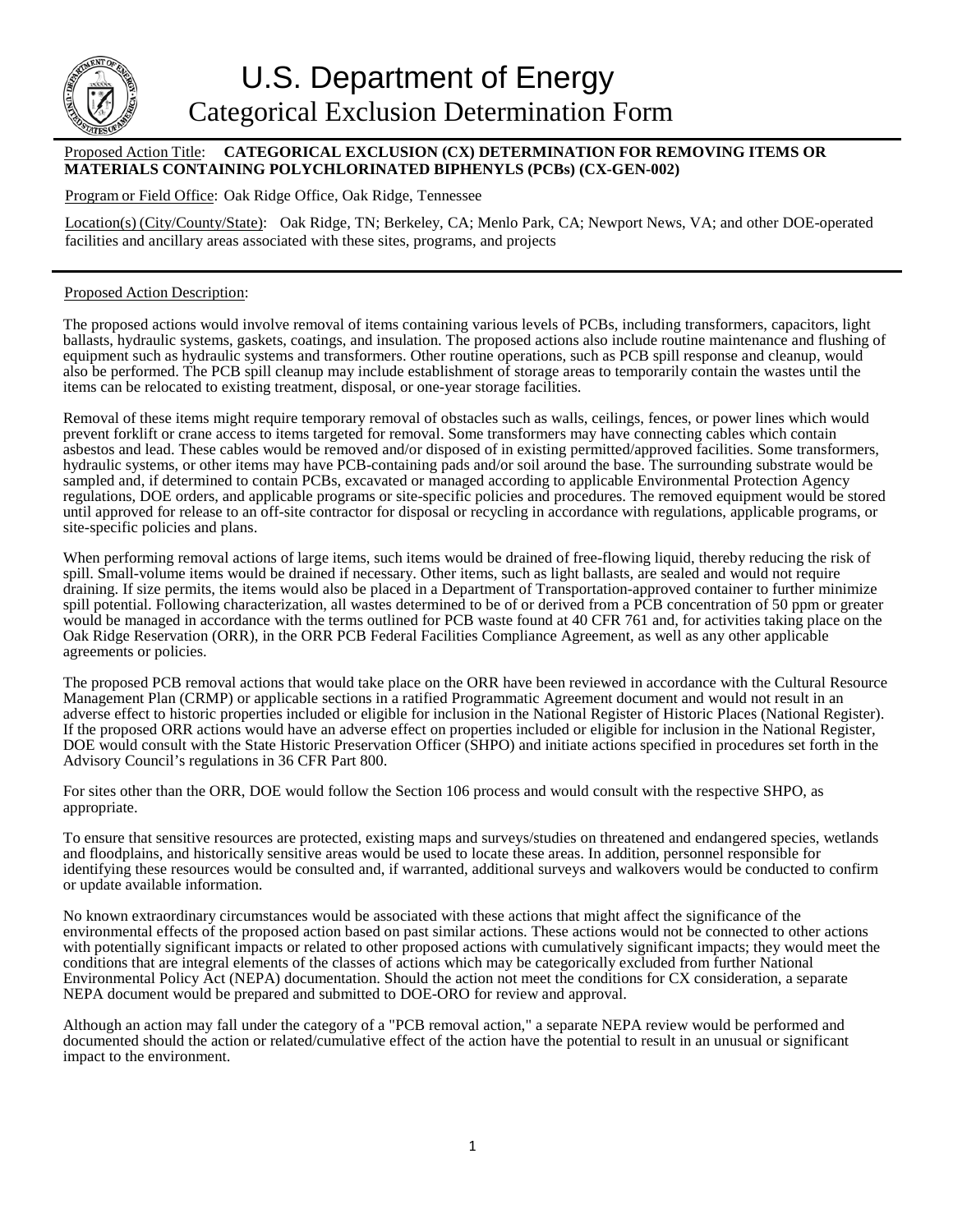# U.S. Department of Energy

## Categorical Exclusion Determination Form

Proposed Action Title: **CATEGORICAL EXCLUSION (CX) DETERMINATION FOR REMOVING ITEMS OR MATERIALS CONTAINING POLYCHLORINATED BIPHENYLS (PCBs) (CX-GEN-002)**

Program or Field Office: Oak Ridge Office, Oak Ridge, Tennessee

Location(s) (City/County/State): Oak Ridge, TN; Berkeley, CA; Menlo Park, CA; Newport News, VA; and other DOE-operated facilities and ancillary areas associated with these sites, programs, and projects

---

Proposed Action Description:

The proposed actions would involve removal of items containing various levels of PCBs, including transformers, capacitors, light ballasts, hydraulic systems, gaskets, coatings, and insulation. The proposed actions also include routine maintenance and flushing of equipment such as hydraulic systems and transformers. Other routine operations, such as PCB spill response and cleanup, would also be performed. The PCB spill cleanup may include establishment of storage areas to temporarily contain the wastes until the items can be relocated to existing treatment, disposal, or one-year storage facilities.

Removal of these items might require temporary removal of obstacles such as walls, ceilings, fences, or power lines which would prevent forklift or crane access to items targeted for removal. Some transformers may have connecting cables which contain asbestos and lead. These cables would be removed and/or disposed of in existing permitted/approved facilities. Some transformers, hydraulic systems, or other items may have PCB-containing pads and/or soil around the base. The surrounding substrate would be sampled and, if determined to contain PCBs, excavated or managed according to applicable Environmental Protection Agency regulations, DOE orders, and applicable programs or site-specific policies and procedures. The removed equipment would be stored until approved for release to an off-site contractor for disposal or recycling in accordance with regulations, applicable programs, or site-specific policies and plans.

When performing removal actions of large items, such items would be drained of free-flowing liquid, thereby reducing the risk of spill. Small-volume items would be drained if necessary. Other items, such as light ballasts, are sealed and would not require draining. If size permits, the items would also be placed in a Department of Transportation-approved container to further minimize spill potential. Following characterization, all wastes determined to be of or derived from a PCB concentration of 50 ppm or greater would be managed in accordance with the terms outlined for PCB waste found at 40 CFR 761 and, for activities taking place on the Oak Ridge Reservation (ORR), in the ORR PCB Federal Facilities Compliance Agreement, as well as any other applicable agreements or policies.

The proposed PCB removal actions that would take place on the ORR have been reviewed in accordance with the Cultural Resource Management Plan (CRMP) or applicable sections in a ratified Programmatic Agreement document and would not result in an adverse effect to historic properties included or eligible for inclusion in the National Register of Historic Places (National Register). If the proposed ORR actions would have an adverse effect on properties included or eligible for inclusion in the National Register, DOE would consult with the State Historic Preservation Officer (SHPO) and initiate actions specified in procedures set forth in the Advisory Council's regulations in 36 CFR Part 800.

For sites other than the ORR, DOE would follow the Section 106 process and would consult with the respective SHPO, as appropriate.

To ensure that sensitive resources are protected, existing maps and surveys/studies on threatened and endangered species, wetlands and floodplains, and historically sensitive areas would be used to locate these areas. In addition, personnel responsible for identifying these resources would be consulted and, if warranted, additional surveys and walkovers would be conducted to confirm or update available information.

No known extraordinary circumstances would be associated with these actions that might affect the significance of the environmental effects of the proposed action based on past similar actions. These actions would not be connected to other actions with potentially significant impacts or related to other proposed actions with cumulatively significant impacts; they would meet the conditions that are integral elements of the classes of actions which may be categorically excluded from further National Environmental Policy Act (NEPA) documentation. Should the action not meet the conditions for CX consideration, a separate NEPA document would be prepared and submitted to DOE-ORO for review and approval.

Although an action may fall under the category of a "PCB removal action," a separate NEPA review would be performed and documented should the action or related/cumulative effect of the action have the potential to result in an unusual or significant impact to the environment.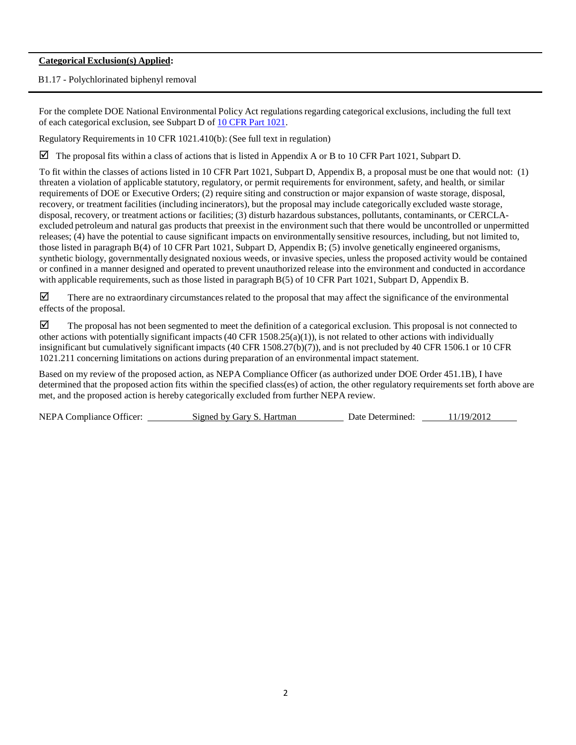**Categorical Exclusion(s) Applied:**

B1.17 - Polychlorinated biphenyl removal

For the complete DOE National Environmental Policy Act regulations regarding categorical exclusions, including the full text of each categorical exclusion, see Subpart D of 10 CFR Part 1021.

Regulatory Requirements in 10 CFR 1021.410(b): (See full text in regulation)

☑ The proposal fits within a class of actions that is listed in Appendix A or B to 10 CFR Part 1021, Subpart D.

To fit within the classes of actions listed in 10 CFR Part 1021, Subpart D, Appendix B, a proposal must be one that would not: (1) threaten a violation of applicable statutory, regulatory, or permit requirements for environment, safety, and health, or similar requirements of DOE or Executive Orders; (2) require siting and construction or major expansion of waste storage, disposal, recovery, or treatment facilities (including incinerators), but the proposal may include categorically excluded waste storage, disposal, recovery, or treatment actions or facilities; (3) disturb hazardous substances, pollutants, contaminants, or CERCLA-excluded petroleum and natural gas products that preexist in the environment such that there would be uncontrolled or unpermitted releases; (4) have the potential to cause significant impacts on environmentally sensitive resources, including, but not limited to, those listed in paragraph B(4) of 10 CFR Part 1021, Subpart D, Appendix B; (5) involve genetically engineered organisms, synthetic biology, governmentally designated noxious weeds, or invasive species, unless the proposed activity would be contained or confined in a manner designed and operated to prevent unauthorized release into the environment and conducted in accordance with applicable requirements, such as those listed in paragraph B(5) of 10 CFR Part 1021, Subpart D, Appendix B.

☑ There are no extraordinary circumstances related to the proposal that may affect the significance of the environmental effects of the proposal.

☑ The proposal has not been segmented to meet the definition of a categorical exclusion. This proposal is not connected to other actions with potentially significant impacts (40 CFR 1508.25(a)(1)), is not related to other actions with individually insignificant but cumulatively significant impacts (40 CFR 1508.27(b)(7)), and is not precluded by 40 CFR 1506.1 or 10 CFR 1021.211 concerning limitations on actions during preparation of an environmental impact statement.

Based on my review of the proposed action, as NEPA Compliance Officer (as authorized under DOE Order 451.1B), I have determined that the proposed action fits within the specified class(es) of action, the other regulatory requirements set forth above are met, and the proposed action is hereby categorically excluded from further NEPA review.

NEPA Compliance Officer: Signed by Gary S. Hartman Date Determined: 11/19/2012